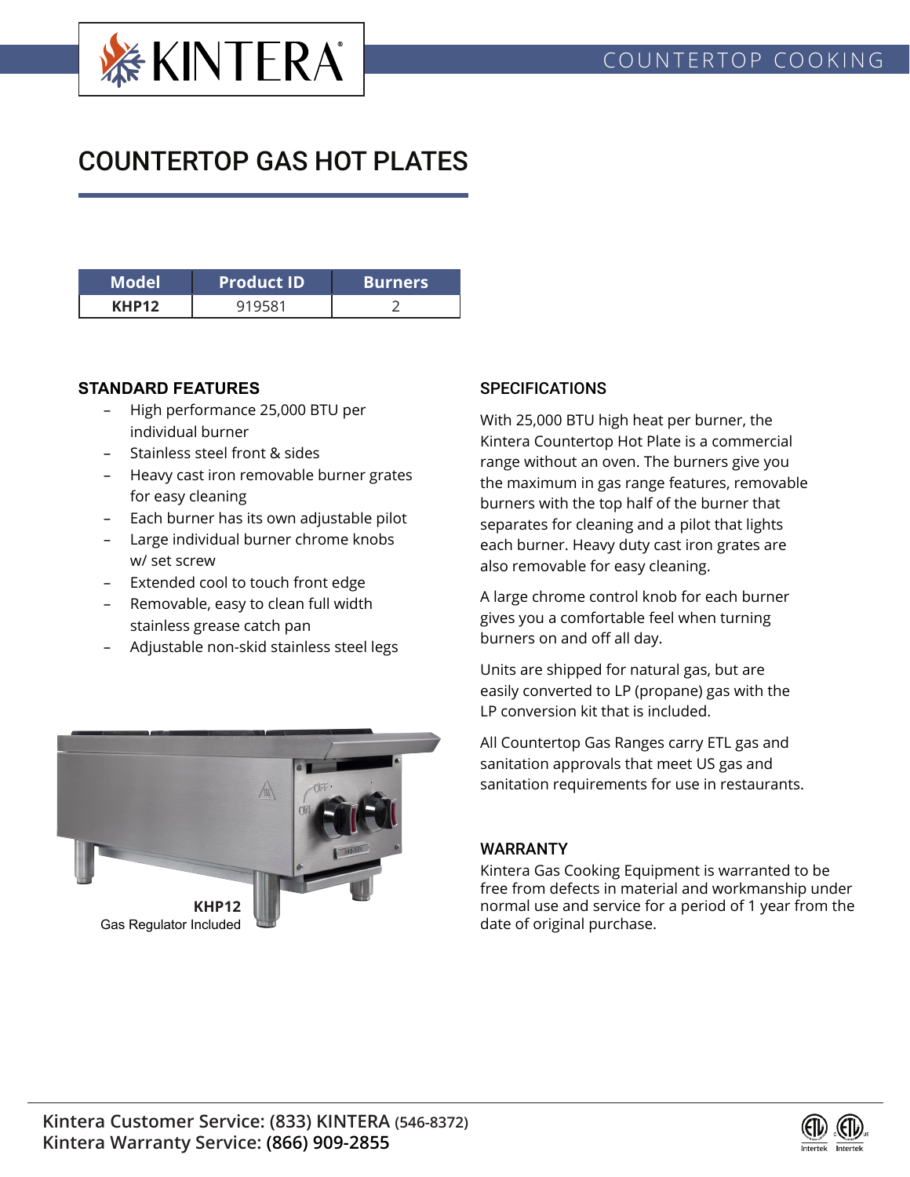COUNTERTOP COOKING

# COUNTERTOP GAS HOT PLATES

| Model | Product ID | Burners |
|---|---|---|
| **KHP12** | 919581 | 2 |

## STANDARD FEATURES

- High performance 25,000 BTU per individual burner
- Stainless steel front & sides
- Heavy cast iron removable burner grates for easy cleaning
- Each burner has its own adjustable pilot
- Large individual burner chrome knobs w/ set screw
- Extended cool to touch front edge
- Removable, easy to clean full width stainless grease catch pan
- Adjustable non-skid stainless steel legs

**KHP12**
Gas Regulator Included

## SPECIFICATIONS

With 25,000 BTU high heat per burner, the Kintera Countertop Hot Plate is a commercial range without an oven. The burners give you the maximum in gas range features, removable burners with the top half of the burner that separates for cleaning and a pilot that lights each burner. Heavy duty cast iron grates are also removable for easy cleaning.

A large chrome control knob for each burner gives you a comfortable feel when turning burners on and off all day.

Units are shipped for natural gas, but are easily converted to LP (propane) gas with the LP conversion kit that is included.

All Countertop Gas Ranges carry ETL gas and sanitation approvals that meet US gas and sanitation requirements for use in restaurants.

## WARRANTY

Kintera Gas Cooking Equipment is warranted to be free from defects in material and workmanship under normal use and service for a period of 1 year from the date of original purchase.

**Kintera Customer Service: (833) KINTERA (546-8372)**
**Kintera Warranty Service: (866) 909-2855**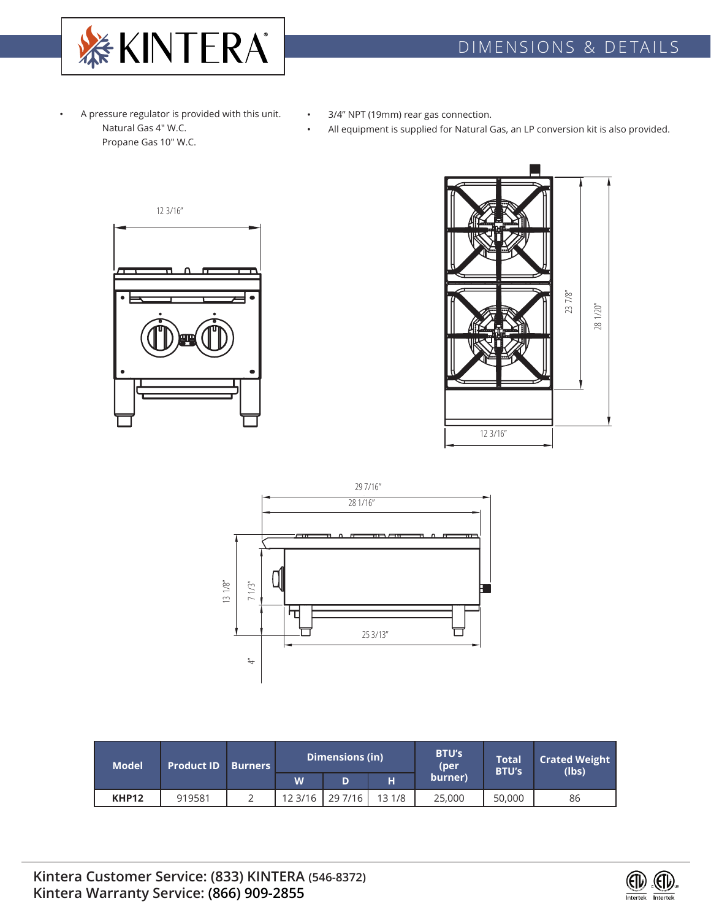# DIMENSIONS & DETAILS

- A pressure regulator is provided with this unit.
  Natural Gas 4" W.C.
  Propane Gas 10" W.C.
- 3/4" NPT (19mm) rear gas connection.
- All equipment is supplied for Natural Gas, an LP conversion kit is also provided.

12 3/16"

23 7/8"

28 1/20"

12 3/16"

29 7/16"

28 1/16"

13 1/8"

7 1/3"

25 3/13"

4"

| Model | Product ID | Burners | Dimensions (in) | | | BTU's (per burner) | Total BTU's | Crated Weight (lbs) |
|---|---|---|---|---|---|---|---|---|
| | | | W | D | H | | | |
| **KHP12** | 919581 | 2 | 12 3/16 | 29 7/16 | 13 1/8 | 25,000 | 50,000 | 86 |

**Kintera Customer Service: (833) KINTERA (546-8372)**
**Kintera Warranty Service: (866) 909-2855**